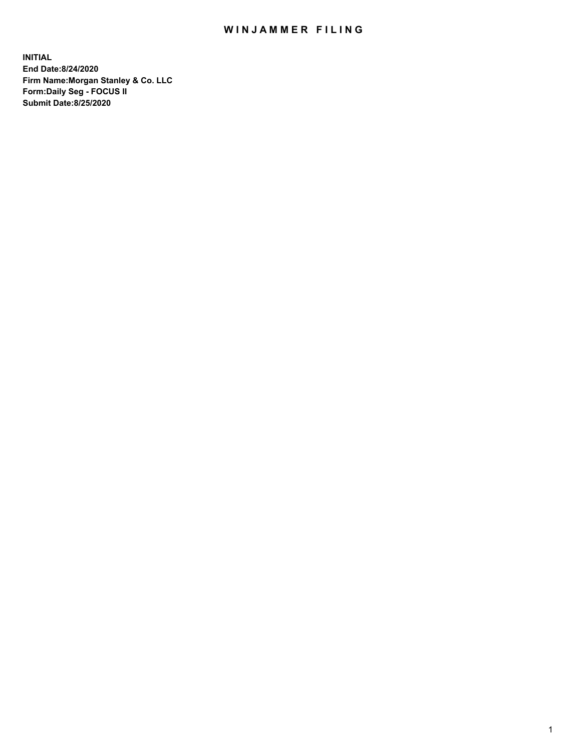# WINJAMMER FILING

**INITIAL**
**End Date:8/24/2020**
**Firm Name:Morgan Stanley & Co. LLC**
**Form:Daily Seg - FOCUS II**
**Submit Date:8/25/2020**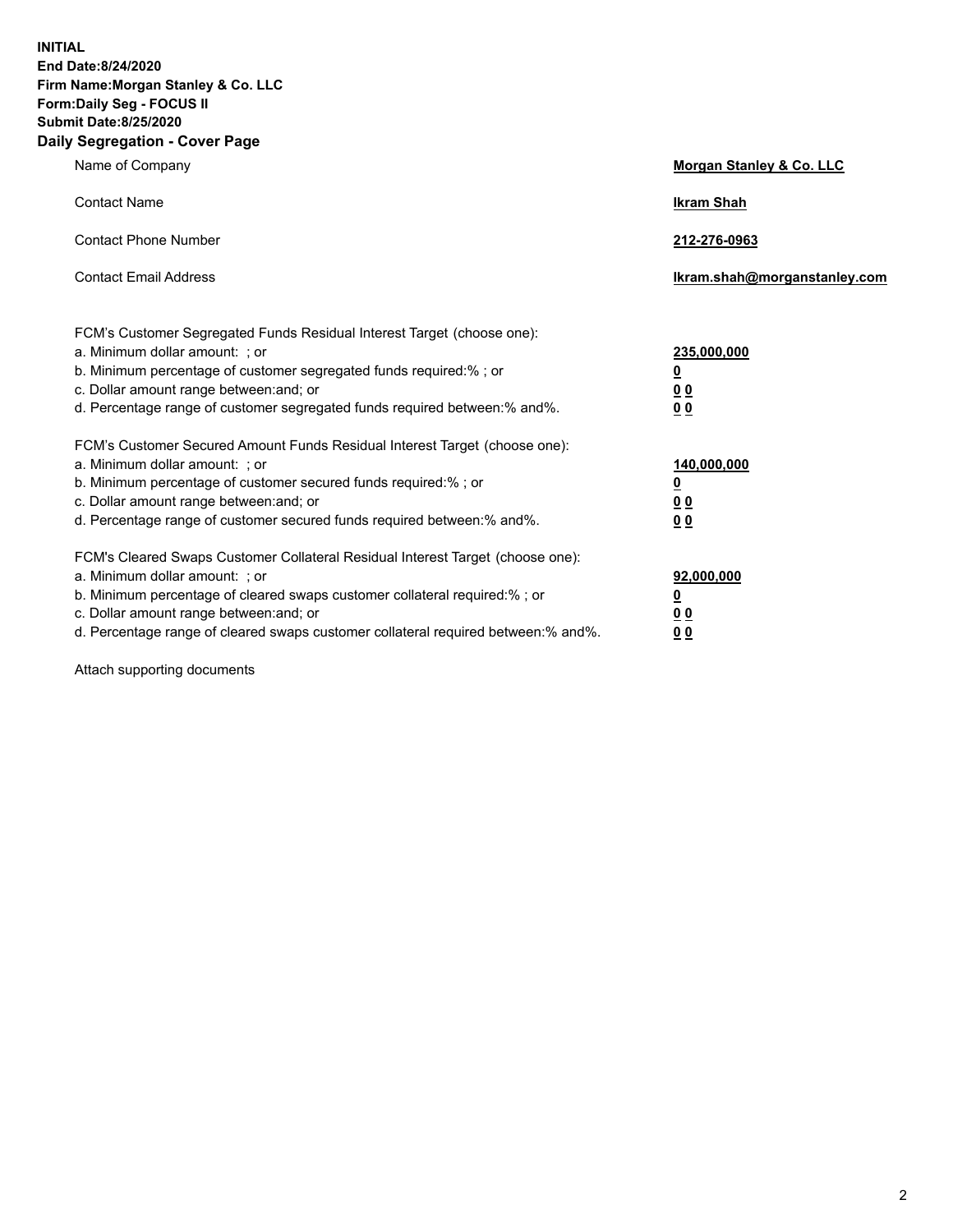**INITIAL**
**End Date:8/24/2020**
**Firm Name:Morgan Stanley & Co. LLC**
**Form:Daily Seg - FOCUS II**
**Submit Date:8/25/2020**

## Daily Segregation - Cover Page

| | |
|---|---|
| Name of Company | **Morgan Stanley & Co. LLC** |
| Contact Name | **Ikram Shah** |
| Contact Phone Number | **212-276-0963** |
| Contact Email Address | **Ikram.shah@morganstanley.com** |

| | |
|---|---|
| FCM's Customer Segregated Funds Residual Interest Target (choose one): | |
| a. Minimum dollar amount: ; or | **235,000,000** |
| b. Minimum percentage of customer segregated funds required:% ; or | **0** |
| c. Dollar amount range between:and; or | **0 0** |
| d. Percentage range of customer segregated funds required between:% and%. | **0 0** |
| FCM's Customer Secured Amount Funds Residual Interest Target (choose one): | |
| a. Minimum dollar amount: ; or | **140,000,000** |
| b. Minimum percentage of customer secured funds required:% ; or | **0** |
| c. Dollar amount range between:and; or | **0 0** |
| d. Percentage range of customer secured funds required between:% and%. | **0 0** |
| FCM's Cleared Swaps Customer Collateral Residual Interest Target (choose one): | |
| a. Minimum dollar amount: ; or | **92,000,000** |
| b. Minimum percentage of cleared swaps customer collateral required:% ; or | **0** |
| c. Dollar amount range between:and; or | **0 0** |
| d. Percentage range of cleared swaps customer collateral required between:% and%. | **0 0** |

Attach supporting documents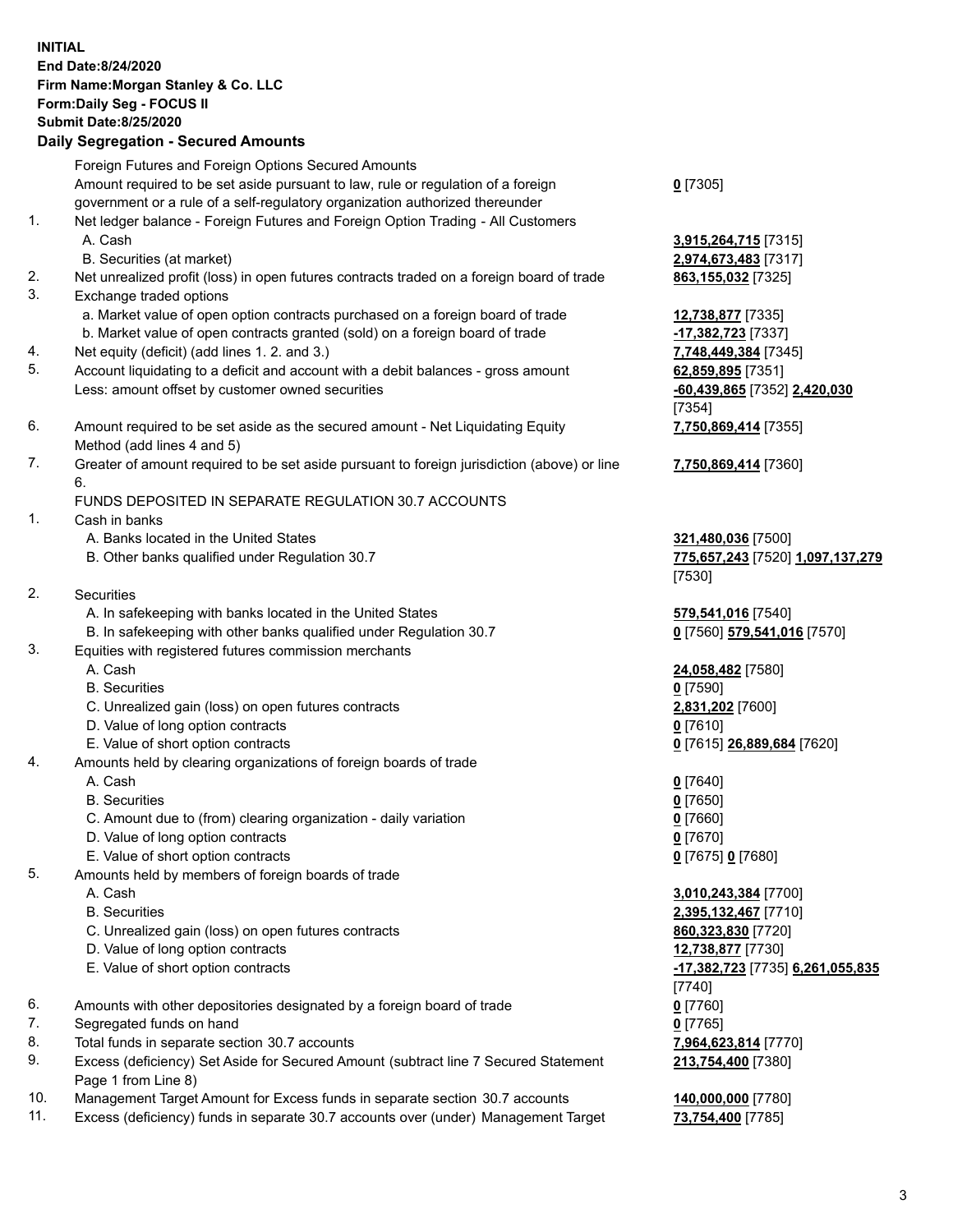**INITIAL**
**End Date:8/24/2020**
**Firm Name:Morgan Stanley & Co. LLC**
**Form:Daily Seg - FOCUS II**
**Submit Date:8/25/2020**

## Daily Segregation - Secured Amounts

| | | |
|---|---|---|
| | Foreign Futures and Foreign Options Secured Amounts | |
| | Amount required to be set aside pursuant to law, rule or regulation of a foreign government or a rule of a self-regulatory organization authorized thereunder | **0** [7305] |
| 1. | Net ledger balance - Foreign Futures and Foreign Option Trading - All Customers | |
| | A. Cash | **3,915,264,715** [7315] |
| | B. Securities (at market) | **2,974,673,483** [7317] |
| 2. | Net unrealized profit (loss) in open futures contracts traded on a foreign board of trade | **863,155,032** [7325] |
| 3. | Exchange traded options | |
| | a. Market value of open option contracts purchased on a foreign board of trade | **12,738,877** [7335] |
| | b. Market value of open contracts granted (sold) on a foreign board of trade | **-17,382,723** [7337] |
| 4. | Net equity (deficit) (add lines 1. 2. and 3.) | **7,748,449,384** [7345] |
| 5. | Account liquidating to a deficit and account with a debit balances - gross amount | **62,859,895** [7351] |
| | Less: amount offset by customer owned securities | **-60,439,865** [7352] **2,420,030** [7354] |
| 6. | Amount required to be set aside as the secured amount - Net Liquidating Equity Method (add lines 4 and 5) | **7,750,869,414** [7355] |
| 7. | Greater of amount required to be set aside pursuant to foreign jurisdiction (above) or line 6. | **7,750,869,414** [7360] |
| | FUNDS DEPOSITED IN SEPARATE REGULATION 30.7 ACCOUNTS | |
| 1. | Cash in banks | |
| | A. Banks located in the United States | **321,480,036** [7500] |
| | B. Other banks qualified under Regulation 30.7 | **775,657,243** [7520] **1,097,137,279** [7530] |
| 2. | Securities | |
| | A. In safekeeping with banks located in the United States | **579,541,016** [7540] |
| | B. In safekeeping with other banks qualified under Regulation 30.7 | **0** [7560] **579,541,016** [7570] |
| 3. | Equities with registered futures commission merchants | |
| | A. Cash | **24,058,482** [7580] |
| | B. Securities | **0** [7590] |
| | C. Unrealized gain (loss) on open futures contracts | **2,831,202** [7600] |
| | D. Value of long option contracts | **0** [7610] |
| | E. Value of short option contracts | **0** [7615] **26,889,684** [7620] |
| 4. | Amounts held by clearing organizations of foreign boards of trade | |
| | A. Cash | **0** [7640] |
| | B. Securities | **0** [7650] |
| | C. Amount due to (from) clearing organization - daily variation | **0** [7660] |
| | D. Value of long option contracts | **0** [7670] |
| | E. Value of short option contracts | **0** [7675] **0** [7680] |
| 5. | Amounts held by members of foreign boards of trade | |
| | A. Cash | **3,010,243,384** [7700] |
| | B. Securities | **2,395,132,467** [7710] |
| | C. Unrealized gain (loss) on open futures contracts | **860,323,830** [7720] |
| | D. Value of long option contracts | **12,738,877** [7730] |
| | E. Value of short option contracts | **-17,382,723** [7735] **6,261,055,835** [7740] |
| 6. | Amounts with other depositories designated by a foreign board of trade | **0** [7760] |
| 7. | Segregated funds on hand | **0** [7765] |
| 8. | Total funds in separate section 30.7 accounts | **7,964,623,814** [7770] |
| 9. | Excess (deficiency) Set Aside for Secured Amount (subtract line 7 Secured Statement Page 1 from Line 8) | **213,754,400** [7380] |
| 10. | Management Target Amount for Excess funds in separate section 30.7 accounts | **140,000,000** [7780] |
| 11. | Excess (deficiency) funds in separate 30.7 accounts over (under) Management Target | **73,754,400** [7785] |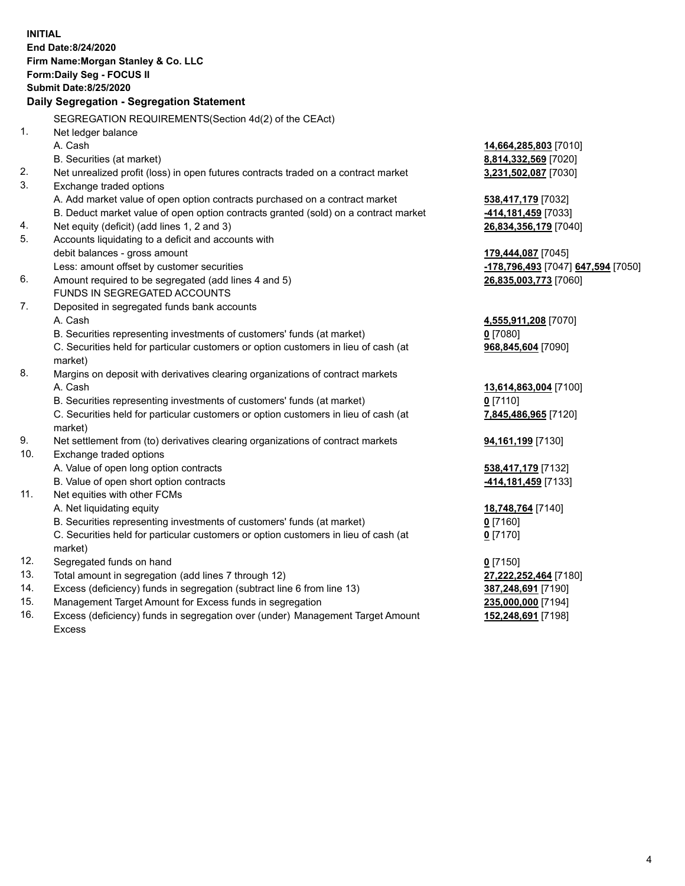**INITIAL**
**End Date:8/24/2020**
**Firm Name:Morgan Stanley & Co. LLC**
**Form:Daily Seg - FOCUS II**
**Submit Date:8/25/2020**

## Daily Segregation - Segregation Statement

SEGREGATION REQUIREMENTS(Section 4d(2) of the CEAct)

| | | |
|---|---|---|
| 1. | Net ledger balance | |
| | A. Cash | **14,664,285,803** [7010] |
| | B. Securities (at market) | **8,814,332,569** [7020] |
| 2. | Net unrealized profit (loss) in open futures contracts traded on a contract market | **3,231,502,087** [7030] |
| 3. | Exchange traded options | |
| | A. Add market value of open option contracts purchased on a contract market | **538,417,179** [7032] |
| | B. Deduct market value of open option contracts granted (sold) on a contract market | **-414,181,459** [7033] |
| 4. | Net equity (deficit) (add lines 1, 2 and 3) | **26,834,356,179** [7040] |
| 5. | Accounts liquidating to a deficit and accounts with | |
| | debit balances - gross amount | **179,444,087** [7045] |
| | Less: amount offset by customer securities | **-178,796,493** [7047] **647,594** [7050] |
| 6. | Amount required to be segregated (add lines 4 and 5) | **26,835,003,773** [7060] |
| | FUNDS IN SEGREGATED ACCOUNTS | |
| 7. | Deposited in segregated funds bank accounts | |
| | A. Cash | **4,555,911,208** [7070] |
| | B. Securities representing investments of customers' funds (at market) | **0** [7080] |
| | C. Securities held for particular customers or option customers in lieu of cash (at market) | **968,845,604** [7090] |
| 8. | Margins on deposit with derivatives clearing organizations of contract markets | |
| | A. Cash | **13,614,863,004** [7100] |
| | B. Securities representing investments of customers' funds (at market) | **0** [7110] |
| | C. Securities held for particular customers or option customers in lieu of cash (at market) | **7,845,486,965** [7120] |
| 9. | Net settlement from (to) derivatives clearing organizations of contract markets | **94,161,199** [7130] |
| 10. | Exchange traded options | |
| | A. Value of open long option contracts | **538,417,179** [7132] |
| | B. Value of open short option contracts | **-414,181,459** [7133] |
| 11. | Net equities with other FCMs | |
| | A. Net liquidating equity | **18,748,764** [7140] |
| | B. Securities representing investments of customers' funds (at market) | **0** [7160] |
| | C. Securities held for particular customers or option customers in lieu of cash (at market) | **0** [7170] |
| 12. | Segregated funds on hand | **0** [7150] |
| 13. | Total amount in segregation (add lines 7 through 12) | **27,222,252,464** [7180] |
| 14. | Excess (deficiency) funds in segregation (subtract line 6 from line 13) | **387,248,691** [7190] |
| 15. | Management Target Amount for Excess funds in segregation | **235,000,000** [7194] |
| 16. | Excess (deficiency) funds in segregation over (under) Management Target Amount Excess | **152,248,691** [7198] |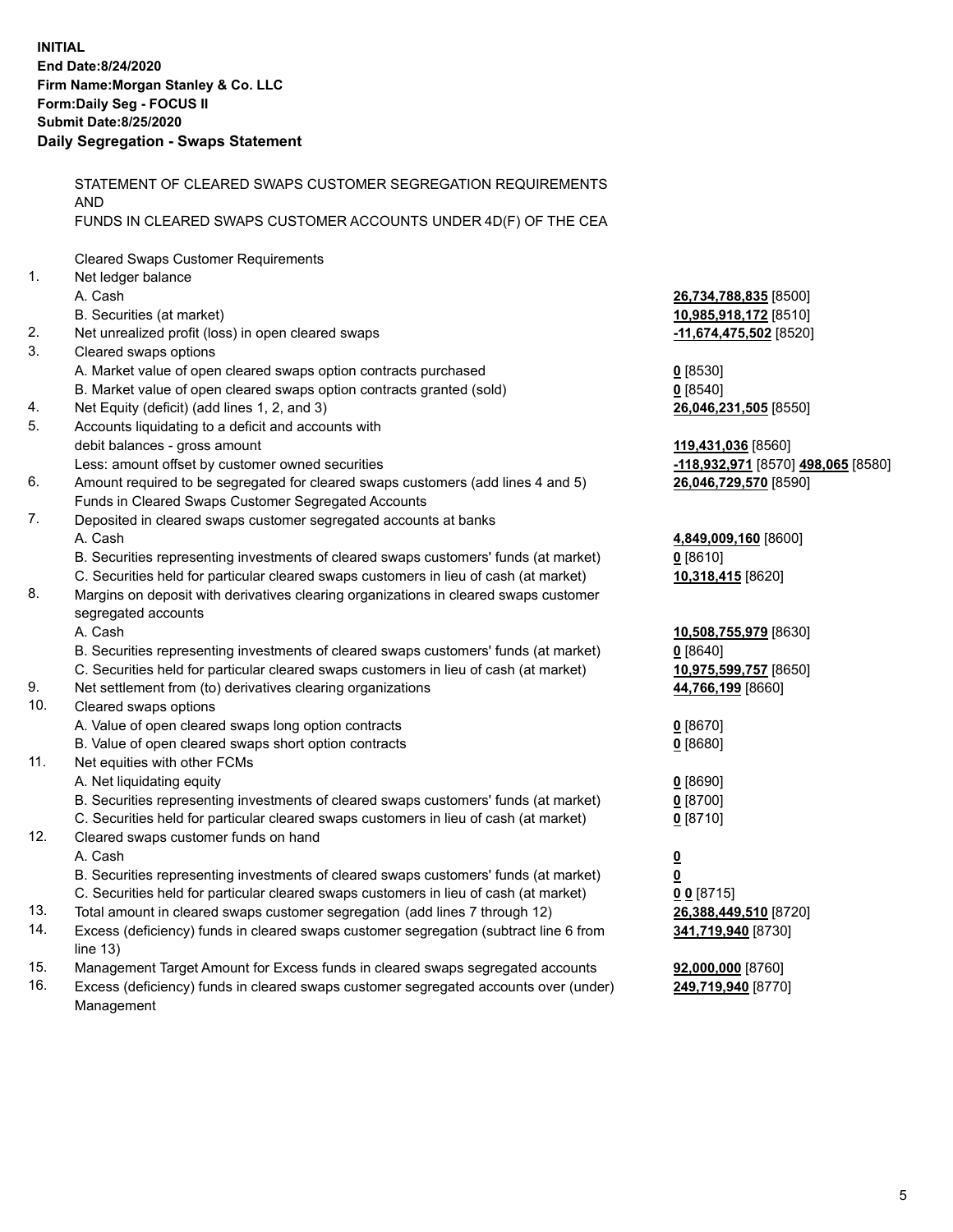**INITIAL**
**End Date:8/24/2020**
**Firm Name:Morgan Stanley & Co. LLC**
**Form:Daily Seg - FOCUS II**
**Submit Date:8/25/2020**
**Daily Segregation - Swaps Statement**

STATEMENT OF CLEARED SWAPS CUSTOMER SEGREGATION REQUIREMENTS AND FUNDS IN CLEARED SWAPS CUSTOMER ACCOUNTS UNDER 4D(F) OF THE CEA

| | | |
|---|---|---|
| | Cleared Swaps Customer Requirements | |
| 1. | Net ledger balance | |
| | A. Cash | **26,734,788,835** [8500] |
| | B. Securities (at market) | **10,985,918,172** [8510] |
| 2. | Net unrealized profit (loss) in open cleared swaps | **-11,674,475,502** [8520] |
| 3. | Cleared swaps options | |
| | A. Market value of open cleared swaps option contracts purchased | **0** [8530] |
| | B. Market value of open cleared swaps option contracts granted (sold) | **0** [8540] |
| 4. | Net Equity (deficit) (add lines 1, 2, and 3) | **26,046,231,505** [8550] |
| 5. | Accounts liquidating to a deficit and accounts with debit balances - gross amount | **119,431,036** [8560] |
| | Less: amount offset by customer owned securities | **-118,932,971** [8570] **498,065** [8580] |
| 6. | Amount required to be segregated for cleared swaps customers (add lines 4 and 5) | **26,046,729,570** [8590] |
| | Funds in Cleared Swaps Customer Segregated Accounts | |
| 7. | Deposited in cleared swaps customer segregated accounts at banks | |
| | A. Cash | **4,849,009,160** [8600] |
| | B. Securities representing investments of cleared swaps customers' funds (at market) | **0** [8610] |
| | C. Securities held for particular cleared swaps customers in lieu of cash (at market) | **10,318,415** [8620] |
| 8. | Margins on deposit with derivatives clearing organizations in cleared swaps customer segregated accounts | |
| | A. Cash | **10,508,755,979** [8630] |
| | B. Securities representing investments of cleared swaps customers' funds (at market) | **0** [8640] |
| | C. Securities held for particular cleared swaps customers in lieu of cash (at market) | **10,975,599,757** [8650] |
| 9. | Net settlement from (to) derivatives clearing organizations | **44,766,199** [8660] |
| 10. | Cleared swaps options | |
| | A. Value of open cleared swaps long option contracts | **0** [8670] |
| | B. Value of open cleared swaps short option contracts | **0** [8680] |
| 11. | Net equities with other FCMs | |
| | A. Net liquidating equity | **0** [8690] |
| | B. Securities representing investments of cleared swaps customers' funds (at market) | **0** [8700] |
| | C. Securities held for particular cleared swaps customers in lieu of cash (at market) | **0** [8710] |
| 12. | Cleared swaps customer funds on hand | |
| | A. Cash | **0** |
| | B. Securities representing investments of cleared swaps customers' funds (at market) | **0** |
| | C. Securities held for particular cleared swaps customers in lieu of cash (at market) | **0** **0** [8715] |
| 13. | Total amount in cleared swaps customer segregation (add lines 7 through 12) | **26,388,449,510** [8720] |
| 14. | Excess (deficiency) funds in cleared swaps customer segregation (subtract line 6 from line 13) | **341,719,940** [8730] |
| 15. | Management Target Amount for Excess funds in cleared swaps segregated accounts | **92,000,000** [8760] |
| 16. | Excess (deficiency) funds in cleared swaps customer segregated accounts over (under) Management | **249,719,940** [8770] |